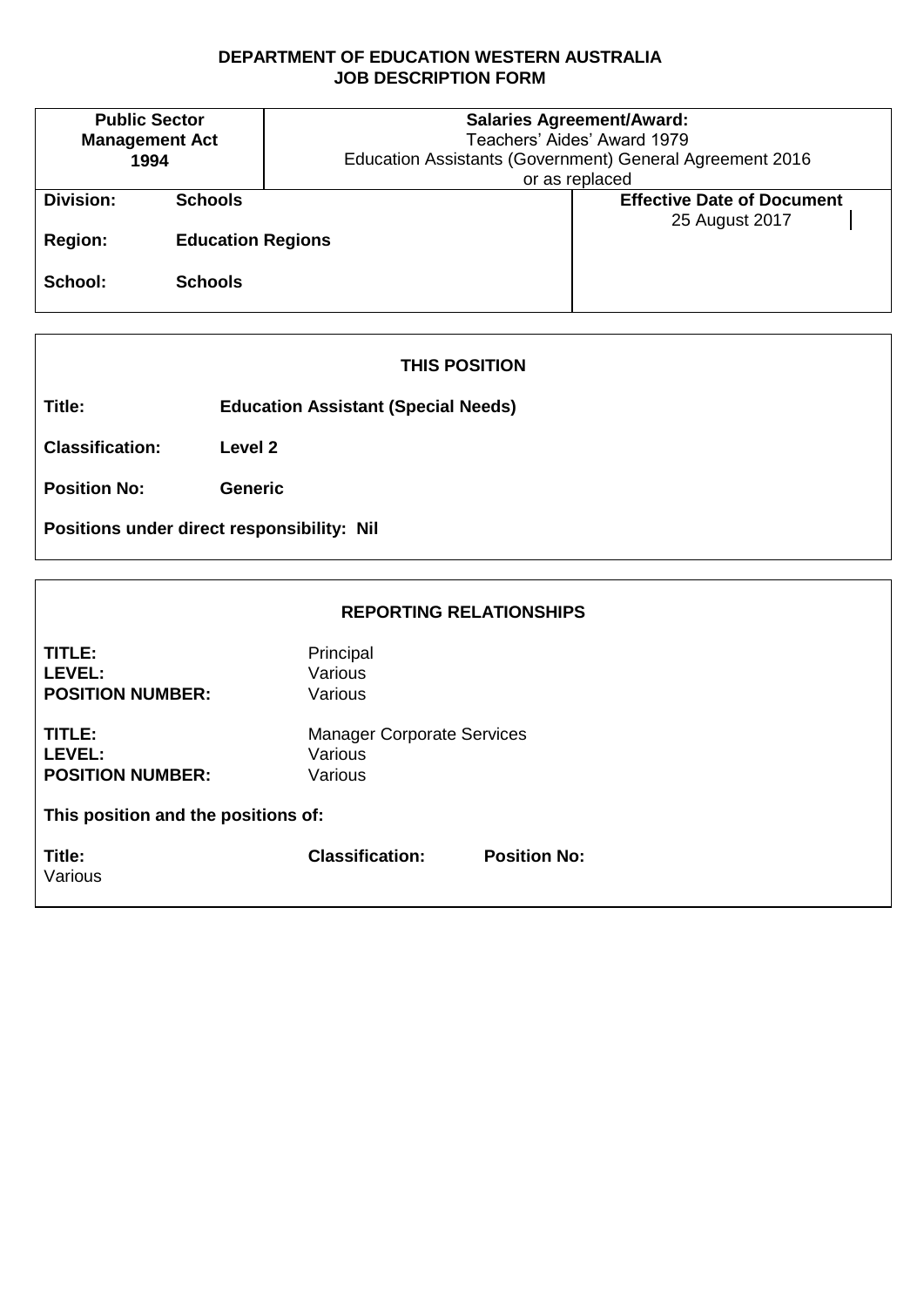**DEPARTMENT OF EDUCATION WESTERN AUSTRALIA**
**JOB DESCRIPTION FORM**

| **Public Sector Management Act 1994** | **Salaries Agreement/Award:** Teachers' Aides' Award 1979 Education Assistants (Government) General Agreement 2016 or as replaced | |
|---|---|---|
| **Division:** **Schools** | | **Effective Date of Document** 25 August 2017 |
| **Region:** **Education Regions** | | |
| **School:** **Schools** | | |

## THIS POSITION

**Title:** **Education Assistant (Special Needs)**

**Classification:** **Level 2**

**Position No:** **Generic**

**Positions under direct responsibility: Nil**

## REPORTING RELATIONSHIPS

**TITLE:** Principal
**LEVEL:** Various
**POSITION NUMBER:** Various

**TITLE:** Manager Corporate Services
**LEVEL:** Various
**POSITION NUMBER:** Various

**This position and the positions of:**

| **Title:** | **Classification:** | **Position No:** |
|---|---|---|
| Various | | |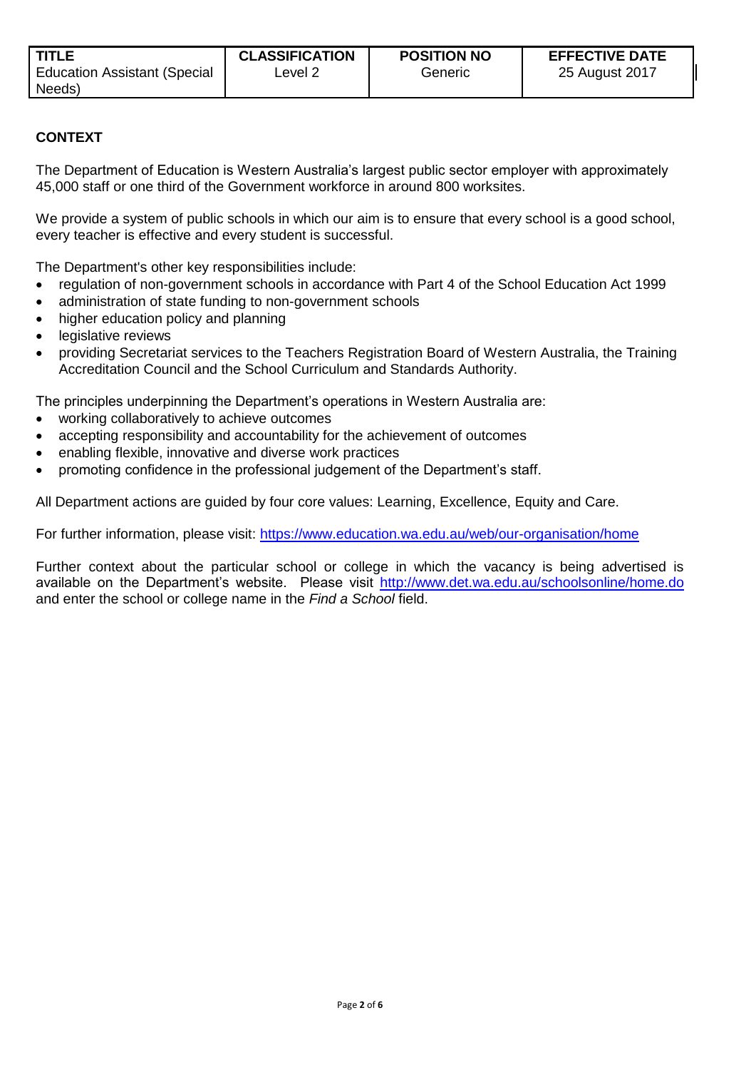| TITLE | CLASSIFICATION | POSITION NO | EFFECTIVE DATE |
|---|---|---|---|
| Education Assistant (Special Needs) | Level 2 | Generic | 25 August 2017 |

## CONTEXT

The Department of Education is Western Australia's largest public sector employer with approximately 45,000 staff or one third of the Government workforce in around 800 worksites.

We provide a system of public schools in which our aim is to ensure that every school is a good school, every teacher is effective and every student is successful.

The Department's other key responsibilities include:

- regulation of non-government schools in accordance with Part 4 of the School Education Act 1999
- administration of state funding to non-government schools
- higher education policy and planning
- legislative reviews
- providing Secretariat services to the Teachers Registration Board of Western Australia, the Training Accreditation Council and the School Curriculum and Standards Authority.

The principles underpinning the Department's operations in Western Australia are:

- working collaboratively to achieve outcomes
- accepting responsibility and accountability for the achievement of outcomes
- enabling flexible, innovative and diverse work practices
- promoting confidence in the professional judgement of the Department's staff.

All Department actions are guided by four core values: Learning, Excellence, Equity and Care.

For further information, please visit: https://www.education.wa.edu.au/web/our-organisation/home

Further context about the particular school or college in which the vacancy is being advertised is available on the Department's website. Please visit http://www.det.wa.edu.au/schoolsonline/home.do and enter the school or college name in the *Find a School* field.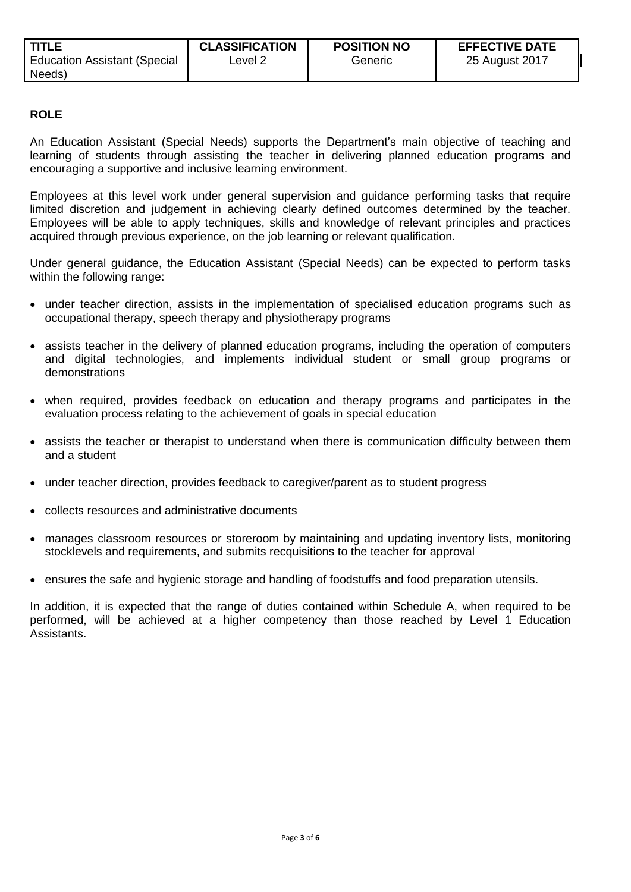| TITLE | CLASSIFICATION | POSITION NO | EFFECTIVE DATE |
|---|---|---|---|
| Education Assistant (Special Needs) | Level 2 | Generic | 25 August 2017 |

**ROLE**

An Education Assistant (Special Needs) supports the Department's main objective of teaching and learning of students through assisting the teacher in delivering planned education programs and encouraging a supportive and inclusive learning environment.

Employees at this level work under general supervision and guidance performing tasks that require limited discretion and judgement in achieving clearly defined outcomes determined by the teacher. Employees will be able to apply techniques, skills and knowledge of relevant principles and practices acquired through previous experience, on the job learning or relevant qualification.

Under general guidance, the Education Assistant (Special Needs) can be expected to perform tasks within the following range:

- under teacher direction, assists in the implementation of specialised education programs such as occupational therapy, speech therapy and physiotherapy programs
- assists teacher in the delivery of planned education programs, including the operation of computers and digital technologies, and implements individual student or small group programs or demonstrations
- when required, provides feedback on education and therapy programs and participates in the evaluation process relating to the achievement of goals in special education
- assists the teacher or therapist to understand when there is communication difficulty between them and a student
- under teacher direction, provides feedback to caregiver/parent as to student progress
- collects resources and administrative documents
- manages classroom resources or storeroom by maintaining and updating inventory lists, monitoring stocklevels and requirements, and submits recquisitions to the teacher for approval
- ensures the safe and hygienic storage and handling of foodstuffs and food preparation utensils.

In addition, it is expected that the range of duties contained within Schedule A, when required to be performed, will be achieved at a higher competency than those reached by Level 1 Education Assistants.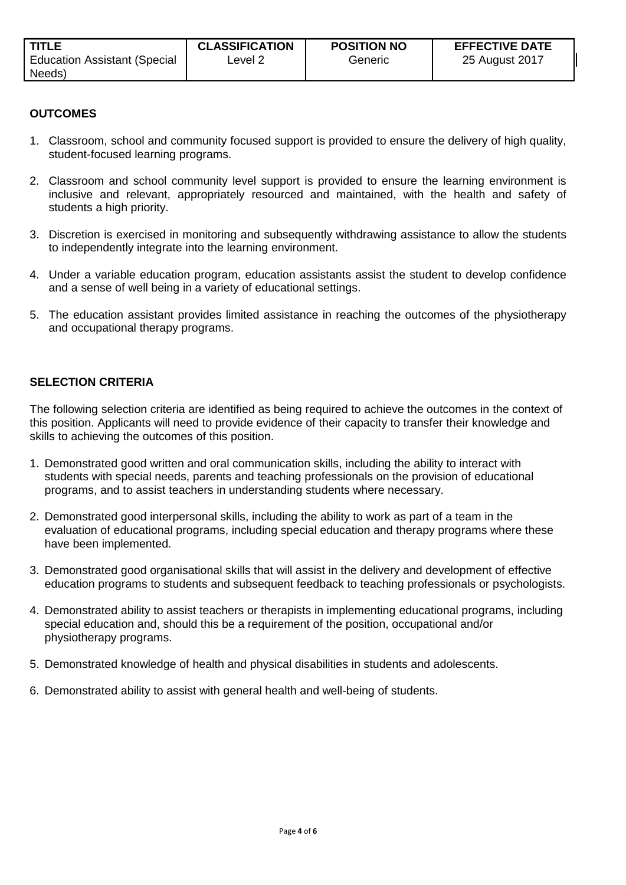| TITLE | CLASSIFICATION | POSITION NO | EFFECTIVE DATE |
|---|---|---|---|
| Education Assistant (Special Needs) | Level 2 | Generic | 25 August 2017 |

**OUTCOMES**

1. Classroom, school and community focused support is provided to ensure the delivery of high quality, student-focused learning programs.

2. Classroom and school community level support is provided to ensure the learning environment is inclusive and relevant, appropriately resourced and maintained, with the health and safety of students a high priority.

3. Discretion is exercised in monitoring and subsequently withdrawing assistance to allow the students to independently integrate into the learning environment.

4. Under a variable education program, education assistants assist the student to develop confidence and a sense of well being in a variety of educational settings.

5. The education assistant provides limited assistance in reaching the outcomes of the physiotherapy and occupational therapy programs.

**SELECTION CRITERIA**

The following selection criteria are identified as being required to achieve the outcomes in the context of this position. Applicants will need to provide evidence of their capacity to transfer their knowledge and skills to achieving the outcomes of this position.

1. Demonstrated good written and oral communication skills, including the ability to interact with students with special needs, parents and teaching professionals on the provision of educational programs, and to assist teachers in understanding students where necessary.

2. Demonstrated good interpersonal skills, including the ability to work as part of a team in the evaluation of educational programs, including special education and therapy programs where these have been implemented.

3. Demonstrated good organisational skills that will assist in the delivery and development of effective education programs to students and subsequent feedback to teaching professionals or psychologists.

4. Demonstrated ability to assist teachers or therapists in implementing educational programs, including special education and, should this be a requirement of the position, occupational and/or physiotherapy programs.

5. Demonstrated knowledge of health and physical disabilities in students and adolescents.

6. Demonstrated ability to assist with general health and well-being of students.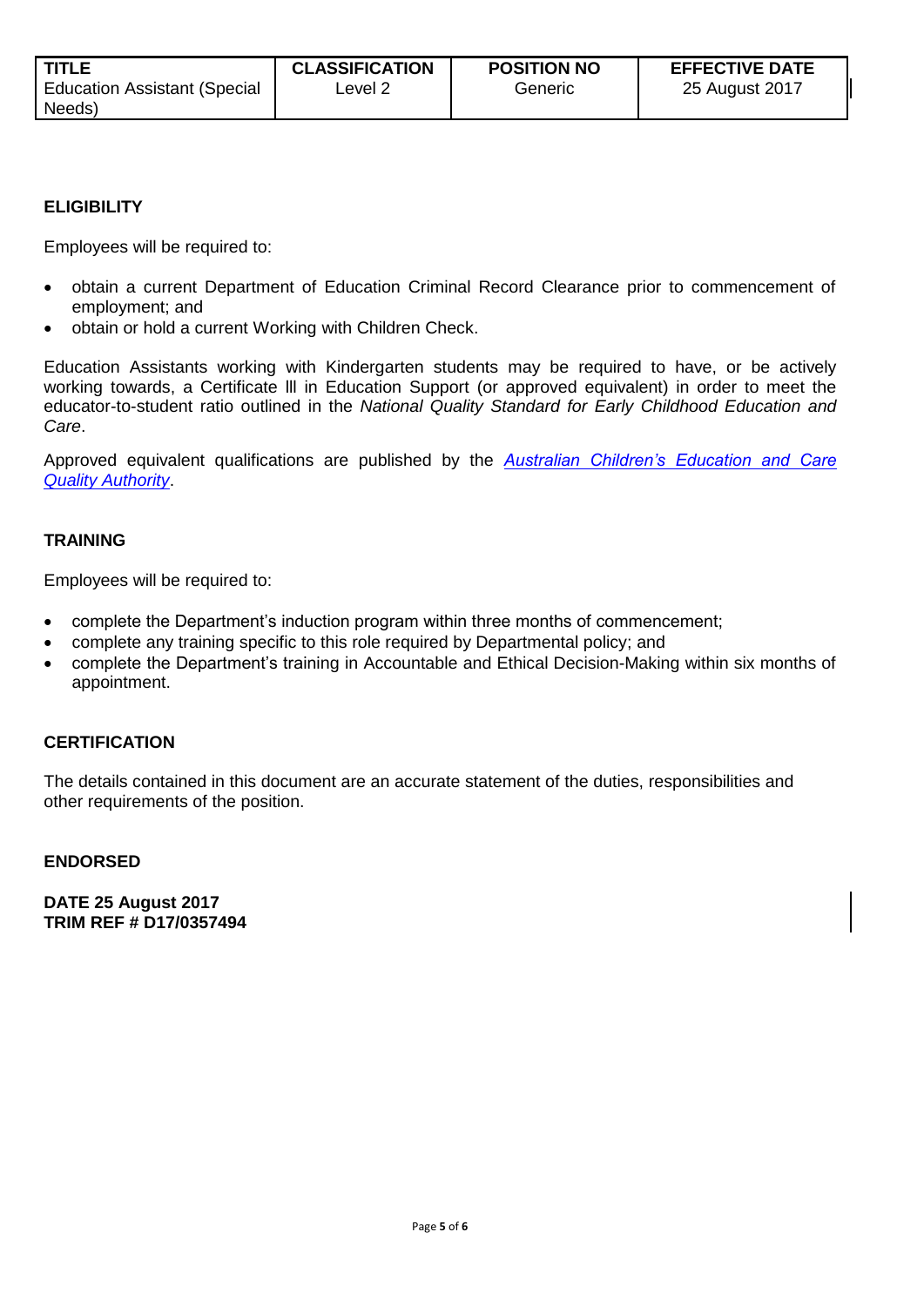| TITLE | CLASSIFICATION | POSITION NO | EFFECTIVE DATE |
| --- | --- | --- | --- |
| Education Assistant (Special Needs) | Level 2 | Generic | 25 August 2017 |

## ELIGIBILITY

Employees will be required to:

- obtain a current Department of Education Criminal Record Clearance prior to commencement of employment; and
- obtain or hold a current Working with Children Check.

Education Assistants working with Kindergarten students may be required to have, or be actively working towards, a Certificate lll in Education Support (or approved equivalent) in order to meet the educator-to-student ratio outlined in the *National Quality Standard for Early Childhood Education and Care*.

Approved equivalent qualifications are published by the *Australian Children's Education and Care Quality Authority*.

## TRAINING

Employees will be required to:

- complete the Department's induction program within three months of commencement;
- complete any training specific to this role required by Departmental policy; and
- complete the Department's training in Accountable and Ethical Decision-Making within six months of appointment.

## CERTIFICATION

The details contained in this document are an accurate statement of the duties, responsibilities and other requirements of the position.

## ENDORSED

**DATE 25 August 2017**
**TRIM REF # D17/0357494**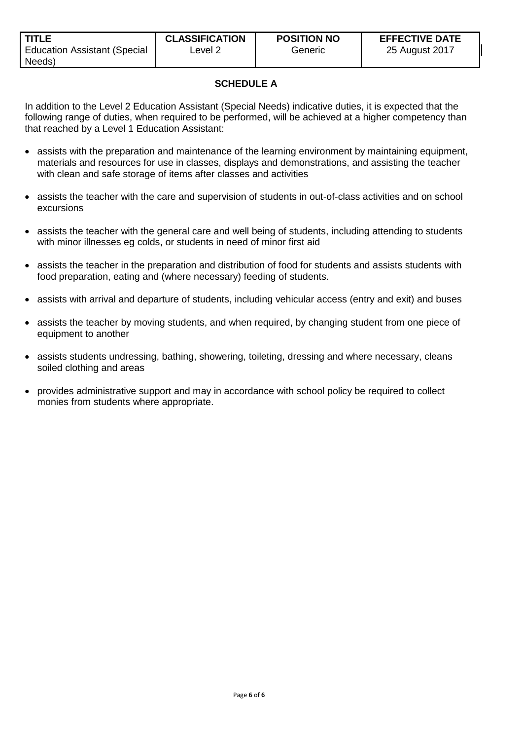| TITLE | CLASSIFICATION | POSITION NO | EFFECTIVE DATE |
| --- | --- | --- | --- |
| Education Assistant (Special Needs) | Level 2 | Generic | 25 August 2017 |

## SCHEDULE A

In addition to the Level 2 Education Assistant (Special Needs) indicative duties, it is expected that the following range of duties, when required to be performed, will be achieved at a higher competency than that reached by a Level 1 Education Assistant:

- assists with the preparation and maintenance of the learning environment by maintaining equipment, materials and resources for use in classes, displays and demonstrations, and assisting the teacher with clean and safe storage of items after classes and activities
- assists the teacher with the care and supervision of students in out-of-class activities and on school excursions
- assists the teacher with the general care and well being of students, including attending to students with minor illnesses eg colds, or students in need of minor first aid
- assists the teacher in the preparation and distribution of food for students and assists students with food preparation, eating and (where necessary) feeding of students.
- assists with arrival and departure of students, including vehicular access (entry and exit) and buses
- assists the teacher by moving students, and when required, by changing student from one piece of equipment to another
- assists students undressing, bathing, showering, toileting, dressing and where necessary, cleans soiled clothing and areas
- provides administrative support and may in accordance with school policy be required to collect monies from students where appropriate.